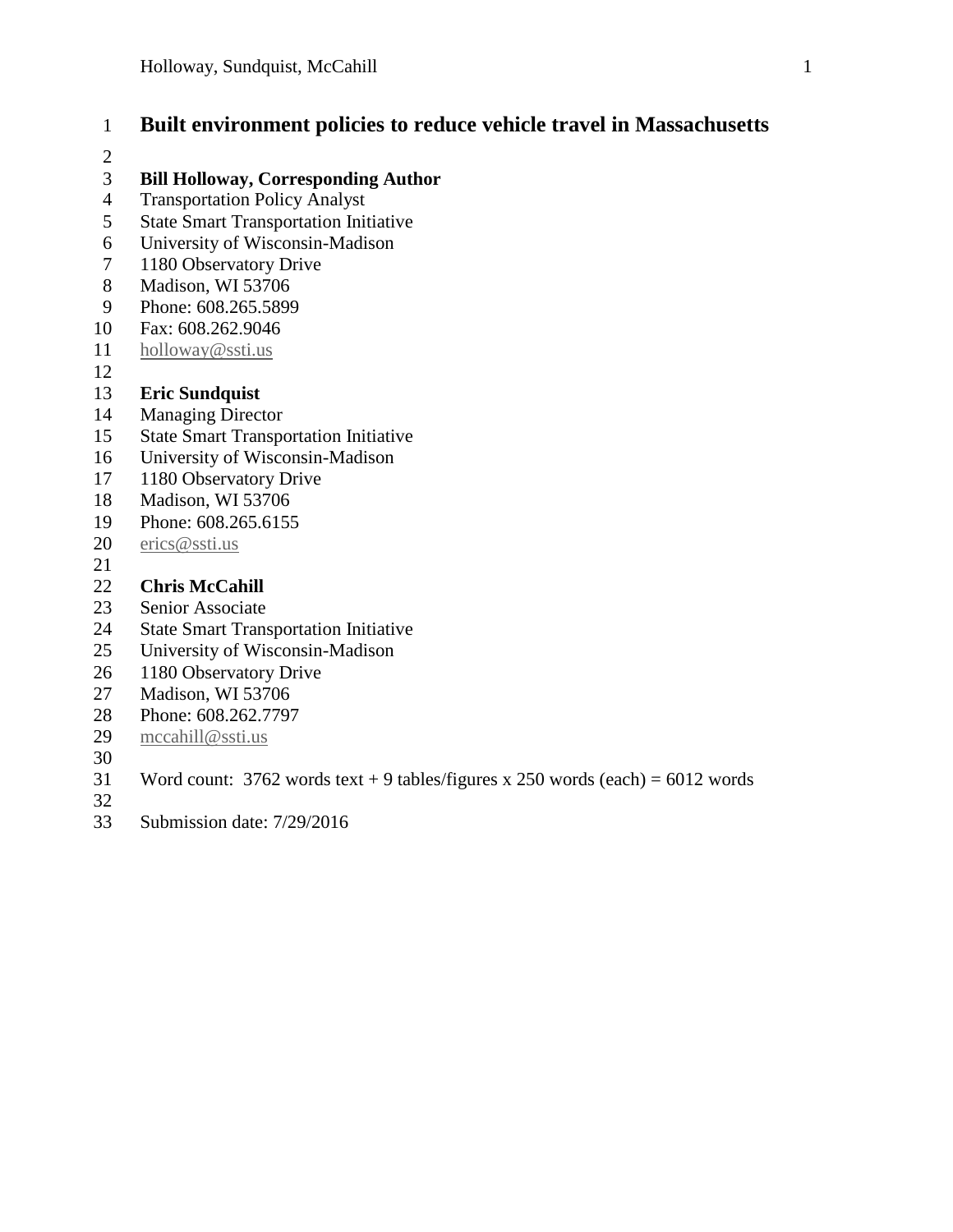# Built environment policies to reduce vehicle travel in Massachusetts

**Bill Holloway, Corresponding Author**
Transportation Policy Analyst
State Smart Transportation Initiative
University of Wisconsin-Madison
1180 Observatory Drive
Madison, WI 53706
Phone: 608.265.5899
Fax: 608.262.9046
holloway@ssti.us

**Eric Sundquist**
Managing Director
State Smart Transportation Initiative
University of Wisconsin-Madison
1180 Observatory Drive
Madison, WI 53706
Phone: 608.265.6155
erics@ssti.us

**Chris McCahill**
Senior Associate
State Smart Transportation Initiative
University of Wisconsin-Madison
1180 Observatory Drive
Madison, WI 53706
Phone: 608.262.7797
mccahill@ssti.us

Word count: 3762 words text + 9 tables/figures x 250 words (each) = 6012 words

Submission date: 7/29/2016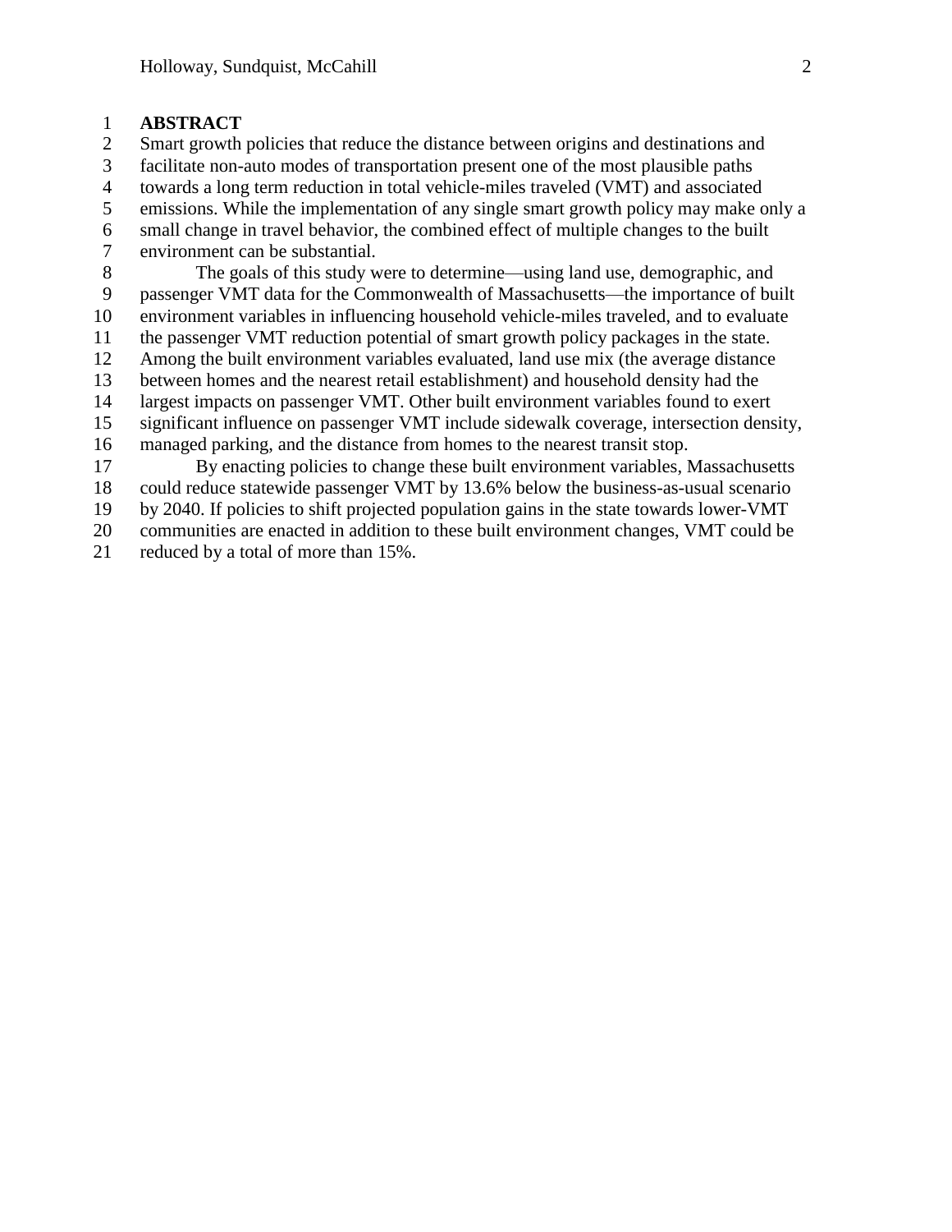## ABSTRACT

Smart growth policies that reduce the distance between origins and destinations and facilitate non-auto modes of transportation present one of the most plausible paths towards a long term reduction in total vehicle-miles traveled (VMT) and associated emissions. While the implementation of any single smart growth policy may make only a small change in travel behavior, the combined effect of multiple changes to the built environment can be substantial.

The goals of this study were to determine—using land use, demographic, and passenger VMT data for the Commonwealth of Massachusetts—the importance of built environment variables in influencing household vehicle-miles traveled, and to evaluate the passenger VMT reduction potential of smart growth policy packages in the state. Among the built environment variables evaluated, land use mix (the average distance between homes and the nearest retail establishment) and household density had the largest impacts on passenger VMT. Other built environment variables found to exert significant influence on passenger VMT include sidewalk coverage, intersection density, managed parking, and the distance from homes to the nearest transit stop.

By enacting policies to change these built environment variables, Massachusetts could reduce statewide passenger VMT by 13.6% below the business-as-usual scenario by 2040. If policies to shift projected population gains in the state towards lower-VMT communities are enacted in addition to these built environment changes, VMT could be reduced by a total of more than 15%.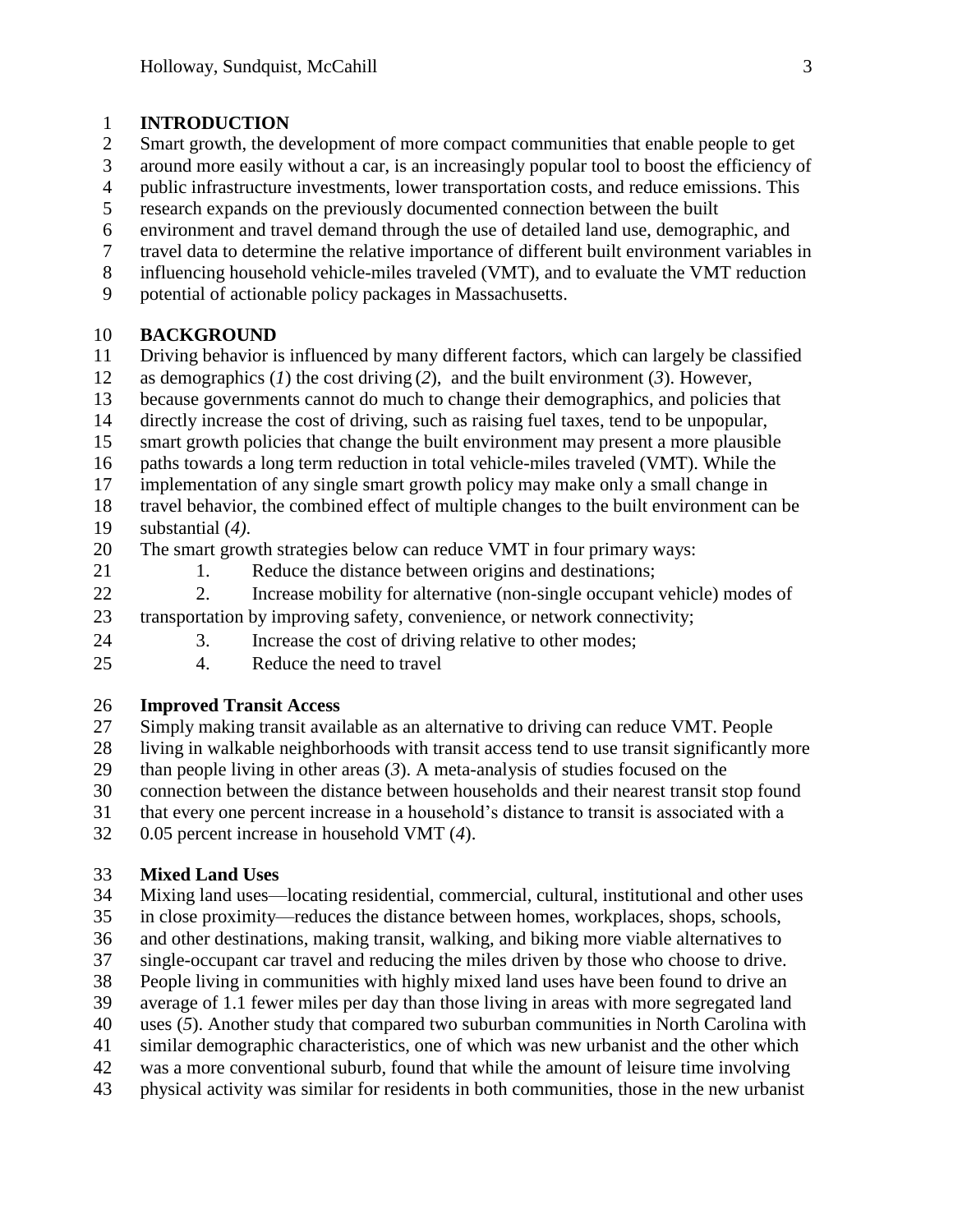## INTRODUCTION

Smart growth, the development of more compact communities that enable people to get around more easily without a car, is an increasingly popular tool to boost the efficiency of public infrastructure investments, lower transportation costs, and reduce emissions. This research expands on the previously documented connection between the built environment and travel demand through the use of detailed land use, demographic, and travel data to determine the relative importance of different built environment variables in influencing household vehicle-miles traveled (VMT), and to evaluate the VMT reduction potential of actionable policy packages in Massachusetts.

## BACKGROUND

Driving behavior is influenced by many different factors, which can largely be classified as demographics (*1*) the cost driving (*2*), and the built environment (*3*). However, because governments cannot do much to change their demographics, and policies that directly increase the cost of driving, such as raising fuel taxes, tend to be unpopular, smart growth policies that change the built environment may present a more plausible paths towards a long term reduction in total vehicle-miles traveled (VMT). While the implementation of any single smart growth policy may make only a small change in travel behavior, the combined effect of multiple changes to the built environment can be substantial (*4)*.

The smart growth strategies below can reduce VMT in four primary ways:

1. Reduce the distance between origins and destinations;
2. Increase mobility for alternative (non-single occupant vehicle) modes of transportation by improving safety, convenience, or network connectivity;
3. Increase the cost of driving relative to other modes;
4. Reduce the need to travel

### Improved Transit Access

Simply making transit available as an alternative to driving can reduce VMT. People living in walkable neighborhoods with transit access tend to use transit significantly more than people living in other areas (*3*). A meta-analysis of studies focused on the connection between the distance between households and their nearest transit stop found that every one percent increase in a household's distance to transit is associated with a 0.05 percent increase in household VMT (*4*).

### Mixed Land Uses

Mixing land uses—locating residential, commercial, cultural, institutional and other uses in close proximity—reduces the distance between homes, workplaces, shops, schools, and other destinations, making transit, walking, and biking more viable alternatives to single-occupant car travel and reducing the miles driven by those who choose to drive. People living in communities with highly mixed land uses have been found to drive an average of 1.1 fewer miles per day than those living in areas with more segregated land uses (*5*). Another study that compared two suburban communities in North Carolina with similar demographic characteristics, one of which was new urbanist and the other which was a more conventional suburb, found that while the amount of leisure time involving physical activity was similar for residents in both communities, those in the new urbanist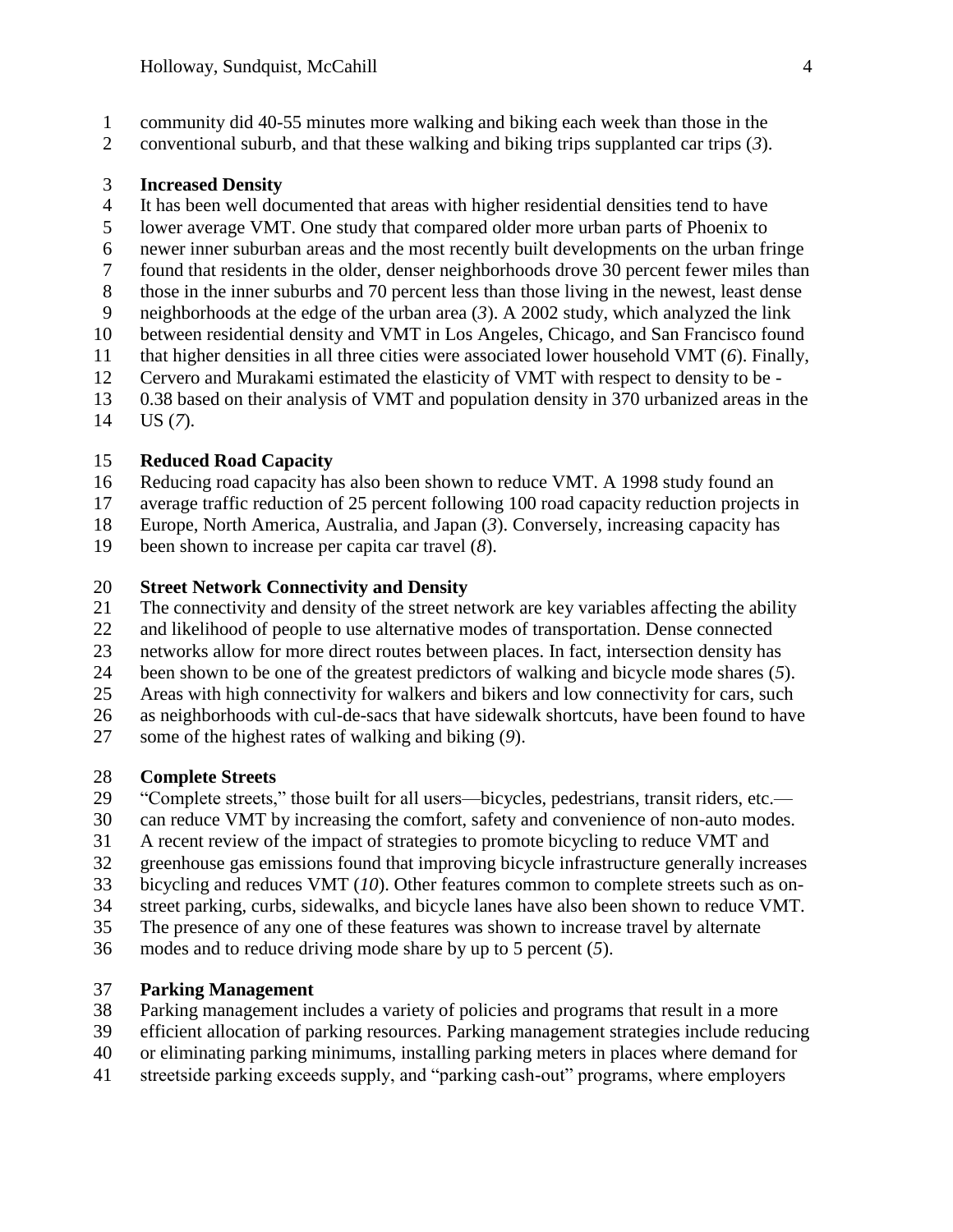community did 40-55 minutes more walking and biking each week than those in the conventional suburb, and that these walking and biking trips supplanted car trips (*3*).

**Increased Density**

It has been well documented that areas with higher residential densities tend to have lower average VMT. One study that compared older more urban parts of Phoenix to newer inner suburban areas and the most recently built developments on the urban fringe found that residents in the older, denser neighborhoods drove 30 percent fewer miles than those in the inner suburbs and 70 percent less than those living in the newest, least dense neighborhoods at the edge of the urban area (*3*). A 2002 study, which analyzed the link between residential density and VMT in Los Angeles, Chicago, and San Francisco found that higher densities in all three cities were associated lower household VMT (*6*). Finally, Cervero and Murakami estimated the elasticity of VMT with respect to density to be -0.38 based on their analysis of VMT and population density in 370 urbanized areas in the US (*7*).

**Reduced Road Capacity**

Reducing road capacity has also been shown to reduce VMT. A 1998 study found an average traffic reduction of 25 percent following 100 road capacity reduction projects in Europe, North America, Australia, and Japan (*3*). Conversely, increasing capacity has been shown to increase per capita car travel (*8*).

**Street Network Connectivity and Density**

The connectivity and density of the street network are key variables affecting the ability and likelihood of people to use alternative modes of transportation. Dense connected networks allow for more direct routes between places. In fact, intersection density has been shown to be one of the greatest predictors of walking and bicycle mode shares (*5*). Areas with high connectivity for walkers and bikers and low connectivity for cars, such as neighborhoods with cul-de-sacs that have sidewalk shortcuts, have been found to have some of the highest rates of walking and biking (*9*).

**Complete Streets**

"Complete streets," those built for all users—bicycles, pedestrians, transit riders, etc.—can reduce VMT by increasing the comfort, safety and convenience of non-auto modes. A recent review of the impact of strategies to promote bicycling to reduce VMT and greenhouse gas emissions found that improving bicycle infrastructure generally increases bicycling and reduces VMT (*10*). Other features common to complete streets such as on-street parking, curbs, sidewalks, and bicycle lanes have also been shown to reduce VMT. The presence of any one of these features was shown to increase travel by alternate modes and to reduce driving mode share by up to 5 percent (*5*).

**Parking Management**

Parking management includes a variety of policies and programs that result in a more efficient allocation of parking resources. Parking management strategies include reducing or eliminating parking minimums, installing parking meters in places where demand for streetside parking exceeds supply, and "parking cash-out" programs, where employers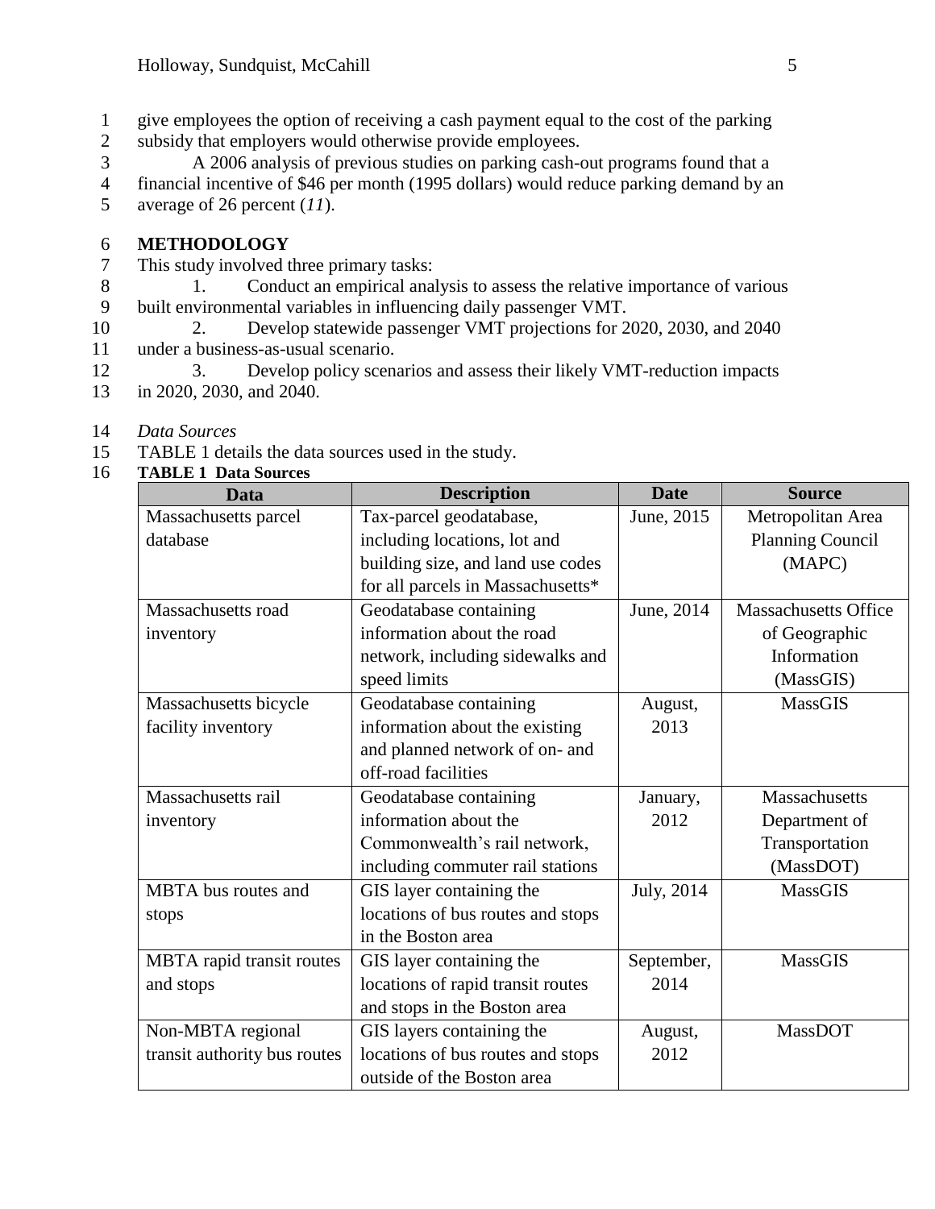give employees the option of receiving a cash payment equal to the cost of the parking subsidy that employers would otherwise provide employees.

A 2006 analysis of previous studies on parking cash-out programs found that a financial incentive of $46 per month (1995 dollars) would reduce parking demand by an average of 26 percent (*11*).

## METHODOLOGY

This study involved three primary tasks:

1. Conduct an empirical analysis to assess the relative importance of various built environmental variables in influencing daily passenger VMT.
2. Develop statewide passenger VMT projections for 2020, 2030, and 2040 under a business-as-usual scenario.
3. Develop policy scenarios and assess their likely VMT-reduction impacts in 2020, 2030, and 2040.

### *Data Sources*

TABLE 1 details the data sources used in the study.

**TABLE 1 Data Sources**

| Data | Description | Date | Source |
|---|---|---|---|
| Massachusetts parcel database | Tax-parcel geodatabase, including locations, lot and building size, and land use codes for all parcels in Massachusetts* | June, 2015 | Metropolitan Area Planning Council (MAPC) |
| Massachusetts road inventory | Geodatabase containing information about the road network, including sidewalks and speed limits | June, 2014 | Massachusetts Office of Geographic Information (MassGIS) |
| Massachusetts bicycle facility inventory | Geodatabase containing information about the existing and planned network of on- and off-road facilities | August, 2013 | MassGIS |
| Massachusetts rail inventory | Geodatabase containing information about the Commonwealth's rail network, including commuter rail stations | January, 2012 | Massachusetts Department of Transportation (MassDOT) |
| MBTA bus routes and stops | GIS layer containing the locations of bus routes and stops in the Boston area | July, 2014 | MassGIS |
| MBTA rapid transit routes and stops | GIS layer containing the locations of rapid transit routes and stops in the Boston area | September, 2014 | MassGIS |
| Non-MBTA regional transit authority bus routes | GIS layers containing the locations of bus routes and stops outside of the Boston area | August, 2012 | MassDOT |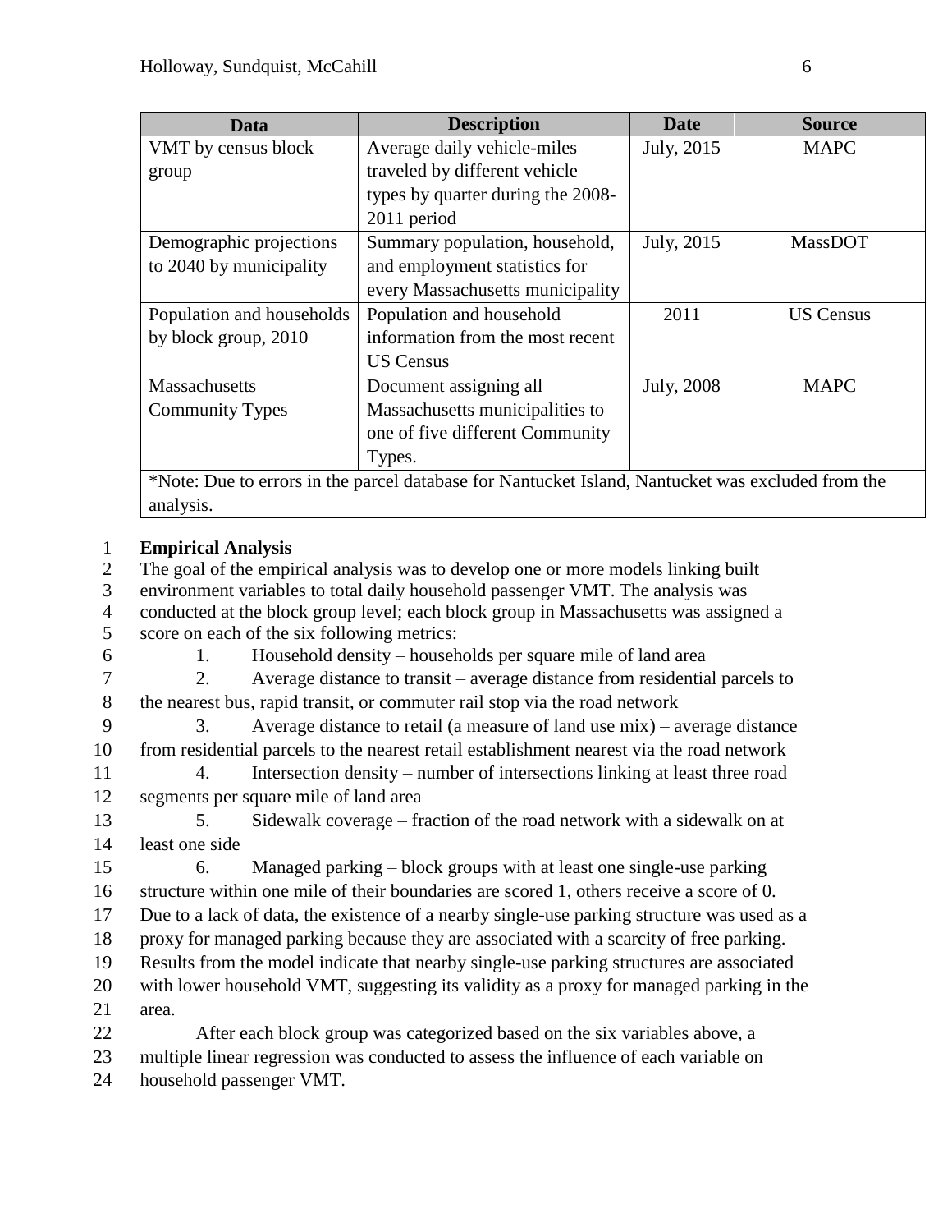| Data | Description | Date | Source |
|---|---|---|---|
| VMT by census block group | Average daily vehicle-miles traveled by different vehicle types by quarter during the 2008-2011 period | July, 2015 | MAPC |
| Demographic projections to 2040 by municipality | Summary population, household, and employment statistics for every Massachusetts municipality | July, 2015 | MassDOT |
| Population and households by block group, 2010 | Population and household information from the most recent US Census | 2011 | US Census |
| Massachusetts Community Types | Document assigning all Massachusetts municipalities to one of five different Community Types. | July, 2008 | MAPC |
| *Note: Due to errors in the parcel database for Nantucket Island, Nantucket was excluded from the analysis. | | | |

**Empirical Analysis**

The goal of the empirical analysis was to develop one or more models linking built environment variables to total daily household passenger VMT. The analysis was conducted at the block group level; each block group in Massachusetts was assigned a score on each of the six following metrics:

1. Household density – households per square mile of land area
2. Average distance to transit – average distance from residential parcels to the nearest bus, rapid transit, or commuter rail stop via the road network
3. Average distance to retail (a measure of land use mix) – average distance from residential parcels to the nearest retail establishment nearest via the road network
4. Intersection density – number of intersections linking at least three road segments per square mile of land area
5. Sidewalk coverage – fraction of the road network with a sidewalk on at least one side
6. Managed parking – block groups with at least one single-use parking structure within one mile of their boundaries are scored 1, others receive a score of 0. Due to a lack of data, the existence of a nearby single-use parking structure was used as a proxy for managed parking because they are associated with a scarcity of free parking. Results from the model indicate that nearby single-use parking structures are associated with lower household VMT, suggesting its validity as a proxy for managed parking in the area.

After each block group was categorized based on the six variables above, a multiple linear regression was conducted to assess the influence of each variable on household passenger VMT.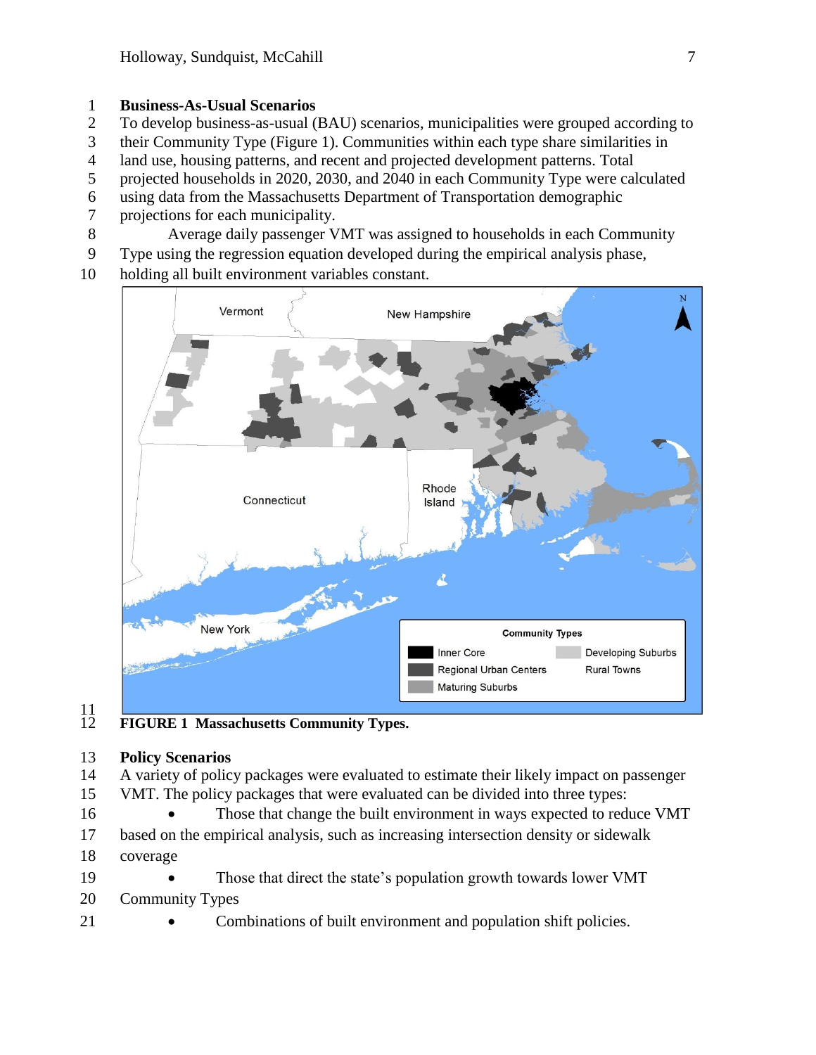**Business-As-Usual Scenarios**

To develop business-as-usual (BAU) scenarios, municipalities were grouped according to their Community Type (Figure 1). Communities within each type share similarities in land use, housing patterns, and recent and projected development patterns. Total projected households in 2020, 2030, and 2040 in each Community Type were calculated using data from the Massachusetts Department of Transportation demographic projections for each municipality.

Average daily passenger VMT was assigned to households in each Community Type using the regression equation developed during the empirical analysis phase, holding all built environment variables constant.

**FIGURE 1 Massachusetts Community Types.**

**Policy Scenarios**

A variety of policy packages were evaluated to estimate their likely impact on passenger VMT. The policy packages that were evaluated can be divided into three types:

- Those that change the built environment in ways expected to reduce VMT based on the empirical analysis, such as increasing intersection density or sidewalk coverage
- Those that direct the state's population growth towards lower VMT Community Types
- Combinations of built environment and population shift policies.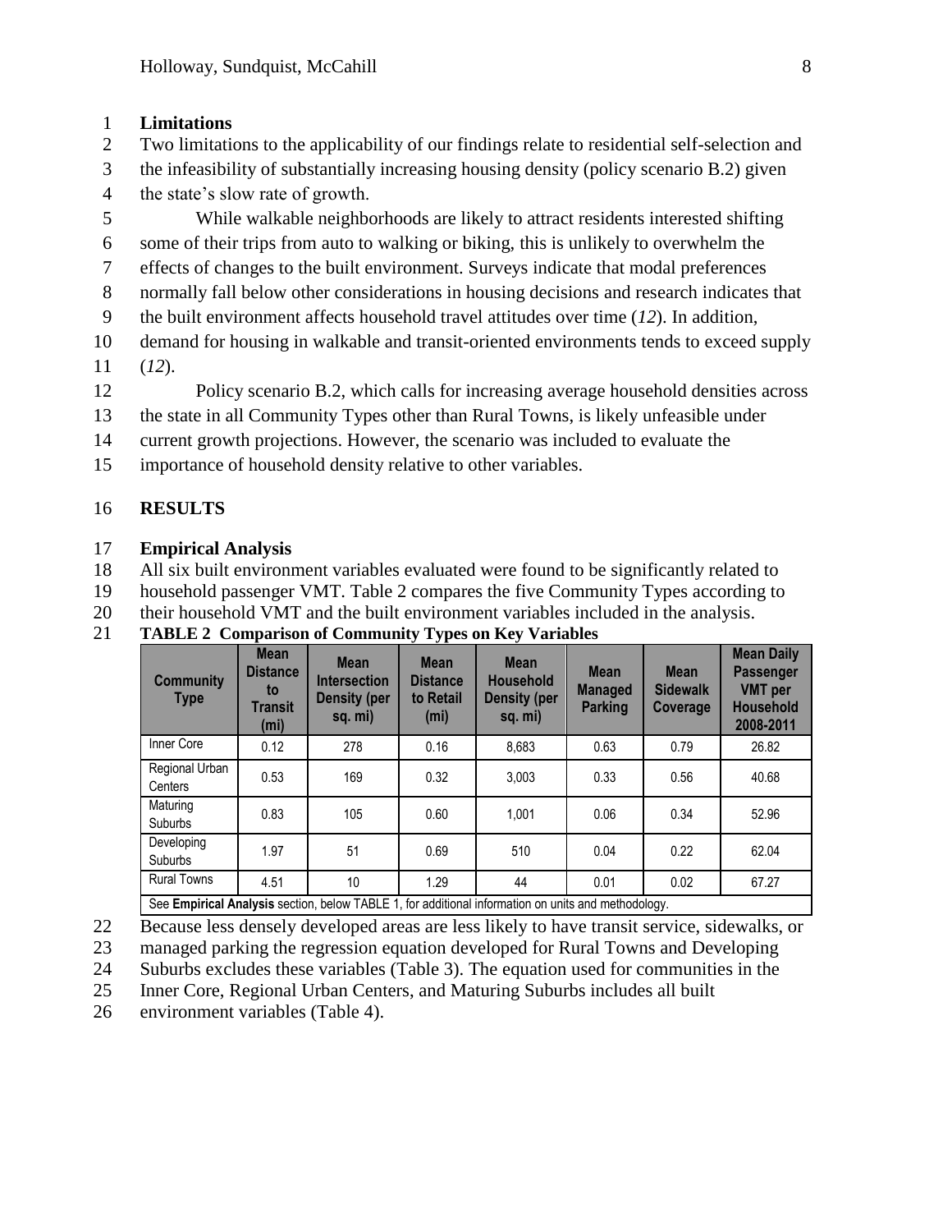### Limitations

Two limitations to the applicability of our findings relate to residential self-selection and the infeasibility of substantially increasing housing density (policy scenario B.2) given the state's slow rate of growth.

While walkable neighborhoods are likely to attract residents interested shifting some of their trips from auto to walking or biking, this is unlikely to overwhelm the effects of changes to the built environment. Surveys indicate that modal preferences normally fall below other considerations in housing decisions and research indicates that the built environment affects household travel attitudes over time (*12*). In addition, demand for housing in walkable and transit-oriented environments tends to exceed supply (*12*).

Policy scenario B.2, which calls for increasing average household densities across the state in all Community Types other than Rural Towns, is likely unfeasible under current growth projections. However, the scenario was included to evaluate the importance of household density relative to other variables.

## RESULTS

### Empirical Analysis

All six built environment variables evaluated were found to be significantly related to household passenger VMT. Table 2 compares the five Community Types according to their household VMT and the built environment variables included in the analysis.

**TABLE 2 Comparison of Community Types on Key Variables**

| Community Type | Mean Distance to Transit (mi) | Mean Intersection Density (per sq. mi) | Mean Distance to Retail (mi) | Mean Household Density (per sq. mi) | Mean Managed Parking | Mean Sidewalk Coverage | Mean Daily Passenger VMT per Household 2008-2011 |
|---|---|---|---|---|---|---|---|
| Inner Core | 0.12 | 278 | 0.16 | 8,683 | 0.63 | 0.79 | 26.82 |
| Regional Urban Centers | 0.53 | 169 | 0.32 | 3,003 | 0.33 | 0.56 | 40.68 |
| Maturing Suburbs | 0.83 | 105 | 0.60 | 1,001 | 0.06 | 0.34 | 52.96 |
| Developing Suburbs | 1.97 | 51 | 0.69 | 510 | 0.04 | 0.22 | 62.04 |
| Rural Towns | 4.51 | 10 | 1.29 | 44 | 0.01 | 0.02 | 67.27 |

See **Empirical Analysis** section, below TABLE 1, for additional information on units and methodology.

Because less densely developed areas are less likely to have transit service, sidewalks, or managed parking the regression equation developed for Rural Towns and Developing Suburbs excludes these variables (Table 3). The equation used for communities in the Inner Core, Regional Urban Centers, and Maturing Suburbs includes all built environment variables (Table 4).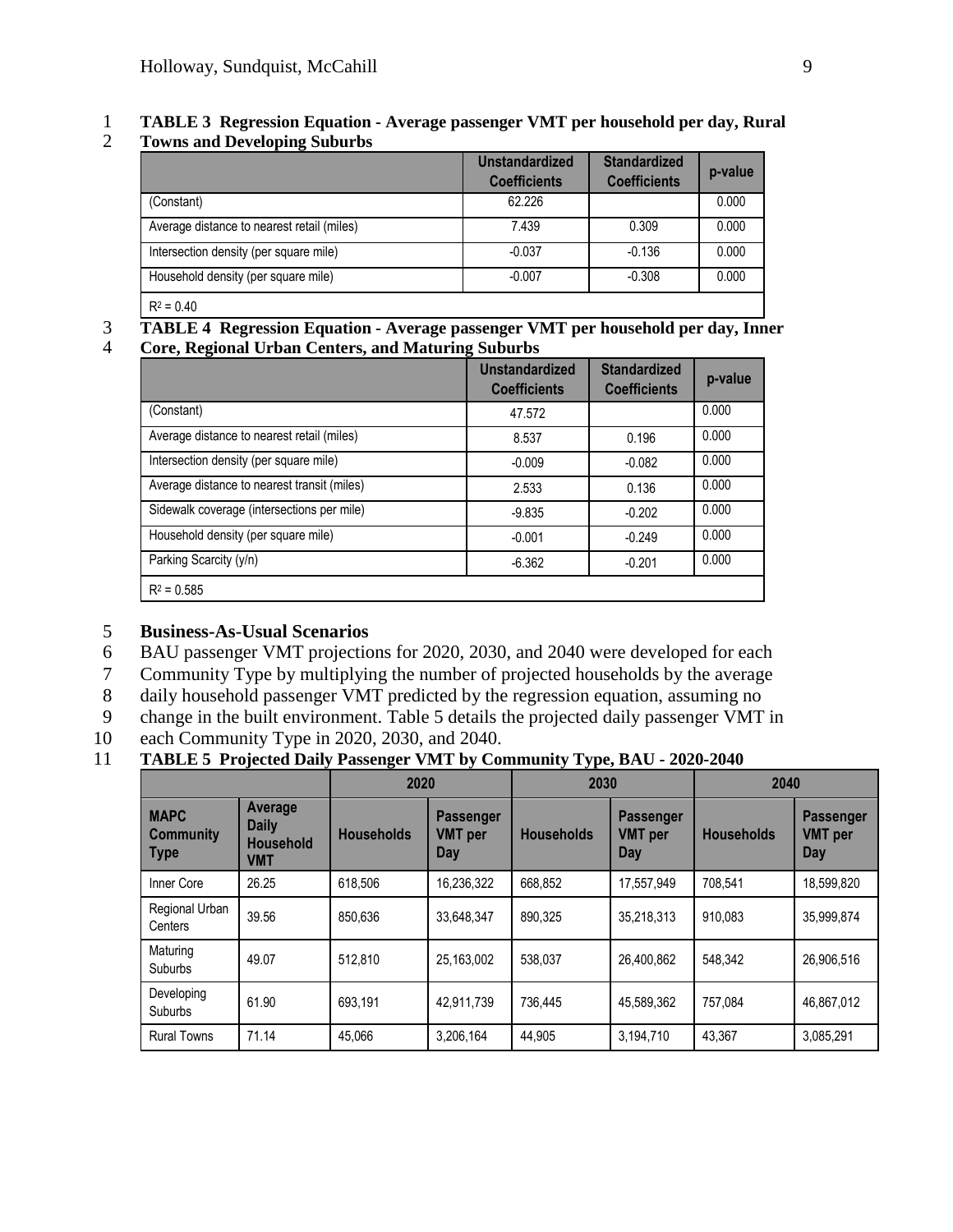**TABLE 3 Regression Equation - Average passenger VMT per household per day, Rural Towns and Developing Suburbs**

| | Unstandardized Coefficients | Standardized Coefficients | p-value |
|---|---|---|---|
| (Constant) | 62.226 | | 0.000 |
| Average distance to nearest retail (miles) | 7.439 | 0.309 | 0.000 |
| Intersection density (per square mile) | -0.037 | -0.136 | 0.000 |
| Household density (per square mile) | -0.007 | -0.308 | 0.000 |
| $R^2$ = 0.40 | | | |

**TABLE 4 Regression Equation - Average passenger VMT per household per day, Inner Core, Regional Urban Centers, and Maturing Suburbs**

| | Unstandardized Coefficients | Standardized Coefficients | p-value |
|---|---|---|---|
| (Constant) | 47.572 | | 0.000 |
| Average distance to nearest retail (miles) | 8.537 | 0.196 | 0.000 |
| Intersection density (per square mile) | -0.009 | -0.082 | 0.000 |
| Average distance to nearest transit (miles) | 2.533 | 0.136 | 0.000 |
| Sidewalk coverage (intersections per mile) | -9.835 | -0.202 | 0.000 |
| Household density (per square mile) | -0.001 | -0.249 | 0.000 |
| Parking Scarcity (y/n) | -6.362 | -0.201 | 0.000 |
| $R^2$ = 0.585 | | | |

## Business-As-Usual Scenarios

BAU passenger VMT projections for 2020, 2030, and 2040 were developed for each Community Type by multiplying the number of projected households by the average daily household passenger VMT predicted by the regression equation, assuming no change in the built environment. Table 5 details the projected daily passenger VMT in each Community Type in 2020, 2030, and 2040.

**TABLE 5 Projected Daily Passenger VMT by Community Type, BAU - 2020-2040**

| | | 2020 | | 2030 | | 2040 | |
|---|---|---|---|---|---|---|---|
| MAPC Community Type | Average Daily Household VMT | Households | Passenger VMT per Day | Households | Passenger VMT per Day | Households | Passenger VMT per Day |
| Inner Core | 26.25 | 618,506 | 16,236,322 | 668,852 | 17,557,949 | 708,541 | 18,599,820 |
| Regional Urban Centers | 39.56 | 850,636 | 33,648,347 | 890,325 | 35,218,313 | 910,083 | 35,999,874 |
| Maturing Suburbs | 49.07 | 512,810 | 25,163,002 | 538,037 | 26,400,862 | 548,342 | 26,906,516 |
| Developing Suburbs | 61.90 | 693,191 | 42,911,739 | 736,445 | 45,589,362 | 757,084 | 46,867,012 |
| Rural Towns | 71.14 | 45,066 | 3,206,164 | 44,905 | 3,194,710 | 43,367 | 3,085,291 |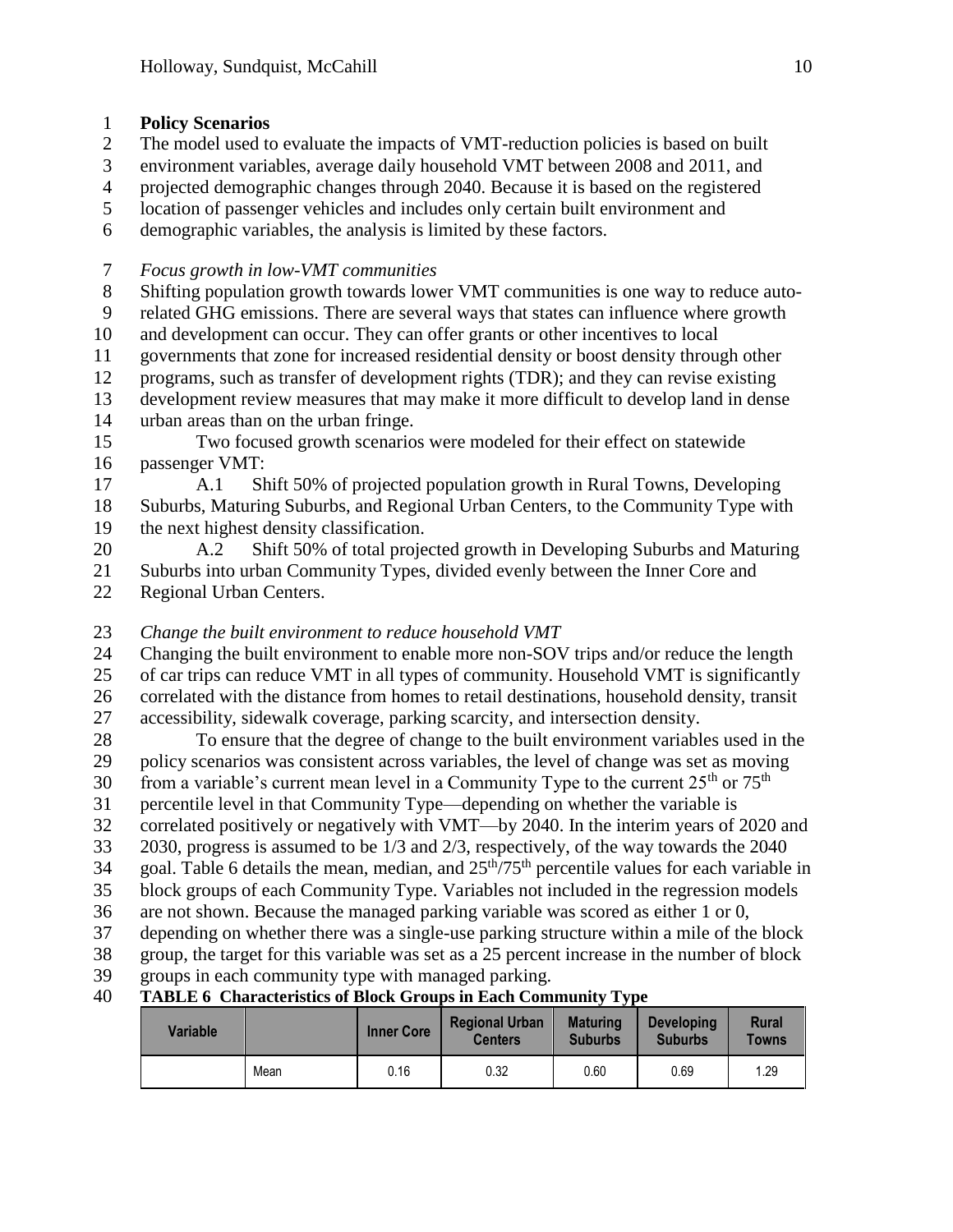**Policy Scenarios**

The model used to evaluate the impacts of VMT-reduction policies is based on built environment variables, average daily household VMT between 2008 and 2011, and projected demographic changes through 2040. Because it is based on the registered location of passenger vehicles and includes only certain built environment and demographic variables, the analysis is limited by these factors.

*Focus growth in low-VMT communities*

Shifting population growth towards lower VMT communities is one way to reduce auto-related GHG emissions. There are several ways that states can influence where growth and development can occur. They can offer grants or other incentives to local governments that zone for increased residential density or boost density through other programs, such as transfer of development rights (TDR); and they can revise existing development review measures that may make it more difficult to develop land in dense urban areas than on the urban fringe.

Two focused growth scenarios were modeled for their effect on statewide passenger VMT:

A.1 Shift 50% of projected population growth in Rural Towns, Developing Suburbs, Maturing Suburbs, and Regional Urban Centers, to the Community Type with the next highest density classification.

A.2 Shift 50% of total projected growth in Developing Suburbs and Maturing Suburbs into urban Community Types, divided evenly between the Inner Core and Regional Urban Centers.

*Change the built environment to reduce household VMT*

Changing the built environment to enable more non-SOV trips and/or reduce the length of car trips can reduce VMT in all types of community. Household VMT is significantly correlated with the distance from homes to retail destinations, household density, transit accessibility, sidewalk coverage, parking scarcity, and intersection density.

To ensure that the degree of change to the built environment variables used in the policy scenarios was consistent across variables, the level of change was set as moving from a variable's current mean level in a Community Type to the current 25th or 75th percentile level in that Community Type—depending on whether the variable is correlated positively or negatively with VMT—by 2040. In the interim years of 2020 and 2030, progress is assumed to be 1/3 and 2/3, respectively, of the way towards the 2040 goal. Table 6 details the mean, median, and 25th/75th percentile values for each variable in block groups of each Community Type. Variables not included in the regression models are not shown. Because the managed parking variable was scored as either 1 or 0, depending on whether there was a single-use parking structure within a mile of the block group, the target for this variable was set as a 25 percent increase in the number of block groups in each community type with managed parking.

**TABLE 6 Characteristics of Block Groups in Each Community Type**

| Variable | | Inner Core | Regional Urban Centers | Maturing Suburbs | Developing Suburbs | Rural Towns |
|---|---|---|---|---|---|---|
| | Mean | 0.16 | 0.32 | 0.60 | 0.69 | 1.29 |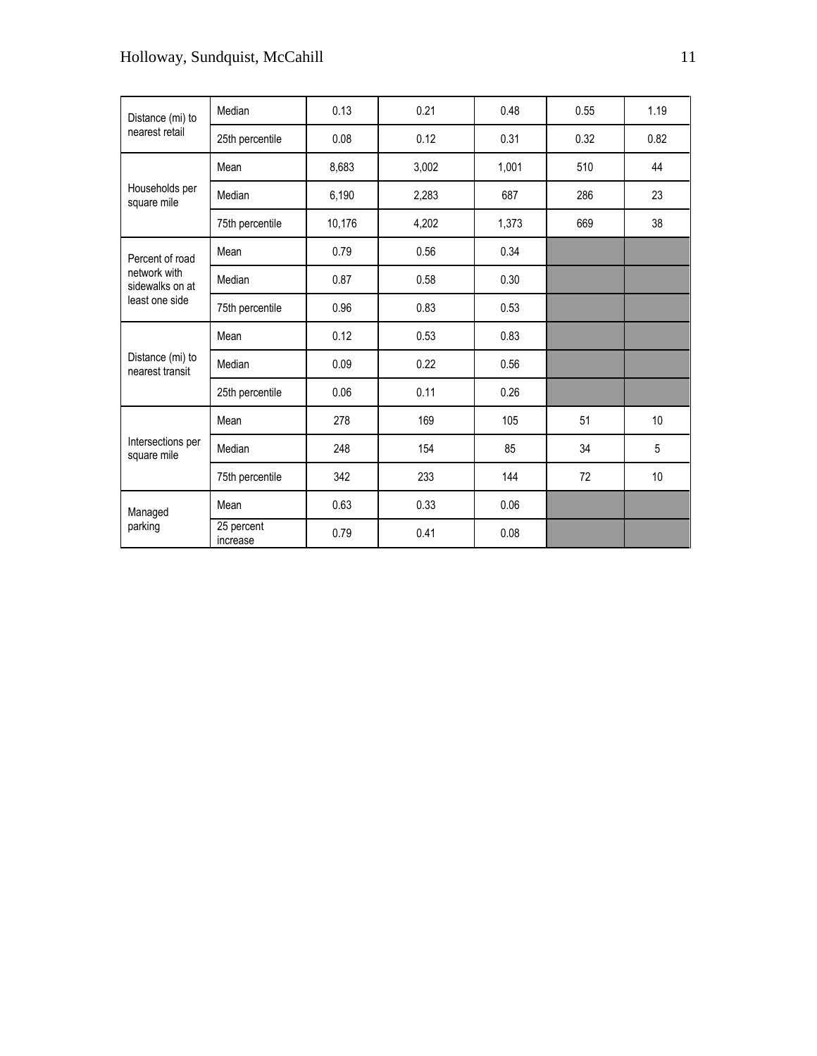| | | | | | | |
|---|---|---|---|---|---|---|
| Distance (mi) to nearest retail | Median | 0.13 | 0.21 | 0.48 | 0.55 | 1.19 |
| | 25th percentile | 0.08 | 0.12 | 0.31 | 0.32 | 0.82 |
| Households per square mile | Mean | 8,683 | 3,002 | 1,001 | 510 | 44 |
| | Median | 6,190 | 2,283 | 687 | 286 | 23 |
| | 75th percentile | 10,176 | 4,202 | 1,373 | 669 | 38 |
| Percent of road network with sidewalks on at least one side | Mean | 0.79 | 0.56 | 0.34 | | |
| | Median | 0.87 | 0.58 | 0.30 | | |
| | 75th percentile | 0.96 | 0.83 | 0.53 | | |
| Distance (mi) to nearest transit | Mean | 0.12 | 0.53 | 0.83 | | |
| | Median | 0.09 | 0.22 | 0.56 | | |
| | 25th percentile | 0.06 | 0.11 | 0.26 | | |
| Intersections per square mile | Mean | 278 | 169 | 105 | 51 | 10 |
| | Median | 248 | 154 | 85 | 34 | 5 |
| | 75th percentile | 342 | 233 | 144 | 72 | 10 |
| Managed parking | Mean | 0.63 | 0.33 | 0.06 | | |
| | 25 percent increase | 0.79 | 0.41 | 0.08 | | |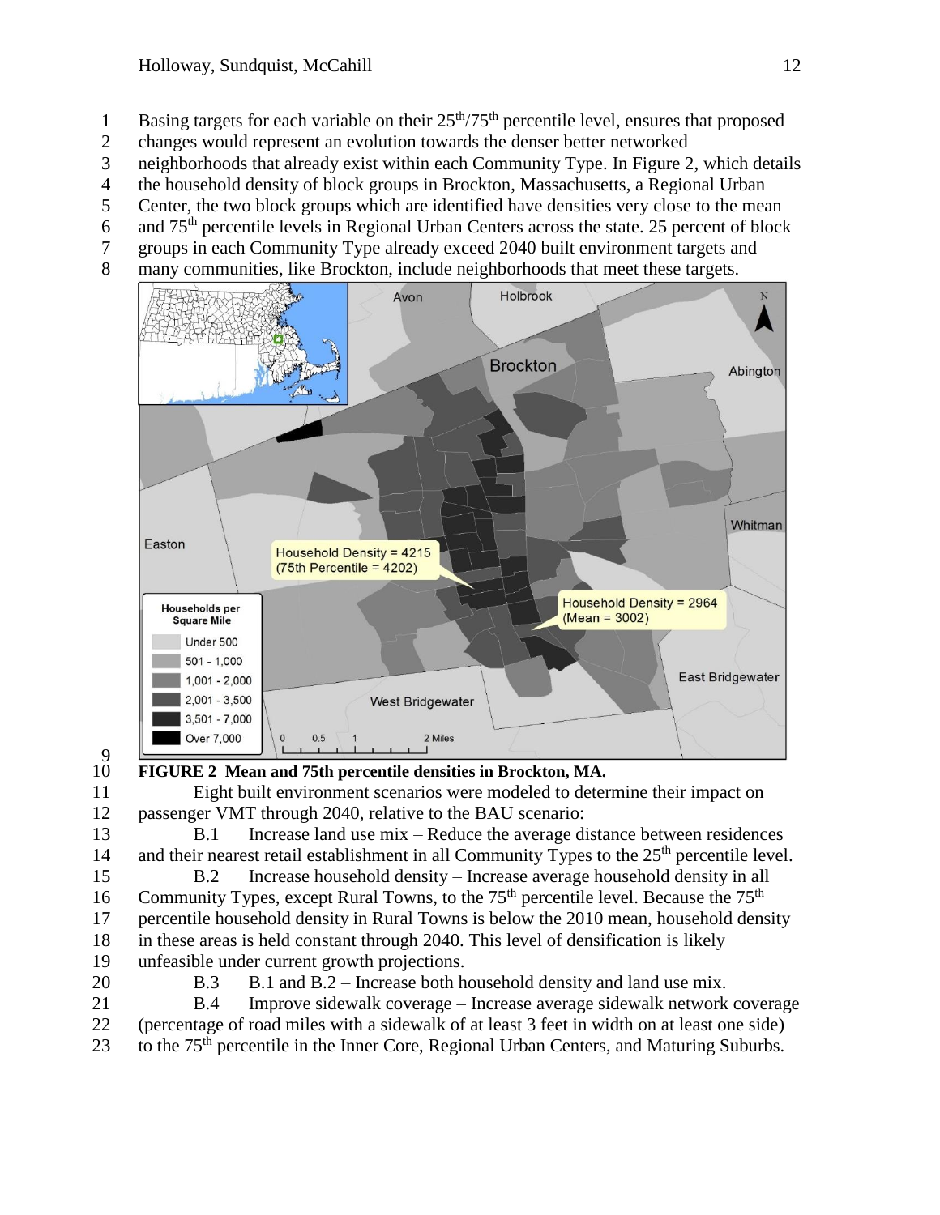Basing targets for each variable on their 25th/75th percentile level, ensures that proposed changes would represent an evolution towards the denser better networked neighborhoods that already exist within each Community Type. In Figure 2, which details the household density of block groups in Brockton, Massachusetts, a Regional Urban Center, the two block groups which are identified have densities very close to the mean and 75th percentile levels in Regional Urban Centers across the state. 25 percent of block groups in each Community Type already exceed 2040 built environment targets and many communities, like Brockton, include neighborhoods that meet these targets.

**FIGURE 2 Mean and 75th percentile densities in Brockton, MA.**

Eight built environment scenarios were modeled to determine their impact on passenger VMT through 2040, relative to the BAU scenario:

B.1 Increase land use mix – Reduce the average distance between residences and their nearest retail establishment in all Community Types to the 25th percentile level.

B.2 Increase household density – Increase average household density in all Community Types, except Rural Towns, to the 75th percentile level. Because the 75th percentile household density in Rural Towns is below the 2010 mean, household density in these areas is held constant through 2040. This level of densification is likely unfeasible under current growth projections.

B.3 B.1 and B.2 – Increase both household density and land use mix.

B.4 Improve sidewalk coverage – Increase average sidewalk network coverage (percentage of road miles with a sidewalk of at least 3 feet in width on at least one side) to the 75th percentile in the Inner Core, Regional Urban Centers, and Maturing Suburbs.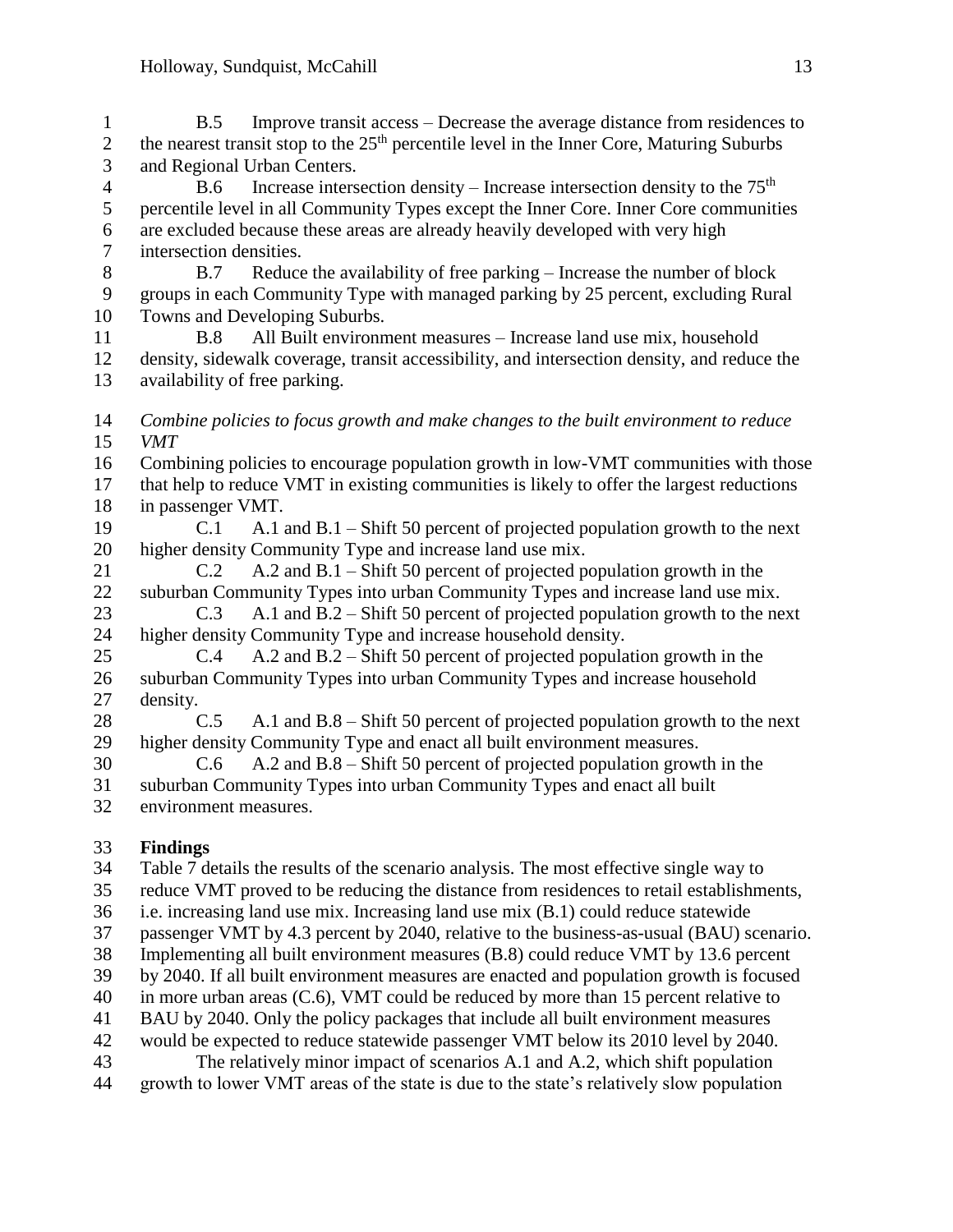B.5 Improve transit access – Decrease the average distance from residences to the nearest transit stop to the 25th percentile level in the Inner Core, Maturing Suburbs and Regional Urban Centers.

B.6 Increase intersection density – Increase intersection density to the 75th percentile level in all Community Types except the Inner Core. Inner Core communities are excluded because these areas are already heavily developed with very high intersection densities.

B.7 Reduce the availability of free parking – Increase the number of block groups in each Community Type with managed parking by 25 percent, excluding Rural Towns and Developing Suburbs.

B.8 All Built environment measures – Increase land use mix, household density, sidewalk coverage, transit accessibility, and intersection density, and reduce the availability of free parking.

*Combine policies to focus growth and make changes to the built environment to reduce VMT*

Combining policies to encourage population growth in low-VMT communities with those that help to reduce VMT in existing communities is likely to offer the largest reductions in passenger VMT.

C.1 A.1 and B.1 – Shift 50 percent of projected population growth to the next higher density Community Type and increase land use mix.

C.2 A.2 and B.1 – Shift 50 percent of projected population growth in the suburban Community Types into urban Community Types and increase land use mix.

C.3 A.1 and B.2 – Shift 50 percent of projected population growth to the next higher density Community Type and increase household density.

C.4 A.2 and B.2 – Shift 50 percent of projected population growth in the suburban Community Types into urban Community Types and increase household density.

C.5 A.1 and B.8 – Shift 50 percent of projected population growth to the next higher density Community Type and enact all built environment measures.

C.6 A.2 and B.8 – Shift 50 percent of projected population growth in the suburban Community Types into urban Community Types and enact all built environment measures.

**Findings**

Table 7 details the results of the scenario analysis. The most effective single way to reduce VMT proved to be reducing the distance from residences to retail establishments, i.e. increasing land use mix. Increasing land use mix (B.1) could reduce statewide passenger VMT by 4.3 percent by 2040, relative to the business-as-usual (BAU) scenario. Implementing all built environment measures (B.8) could reduce VMT by 13.6 percent by 2040. If all built environment measures are enacted and population growth is focused in more urban areas (C.6), VMT could be reduced by more than 15 percent relative to BAU by 2040. Only the policy packages that include all built environment measures would be expected to reduce statewide passenger VMT below its 2010 level by 2040.

The relatively minor impact of scenarios A.1 and A.2, which shift population growth to lower VMT areas of the state is due to the state's relatively slow population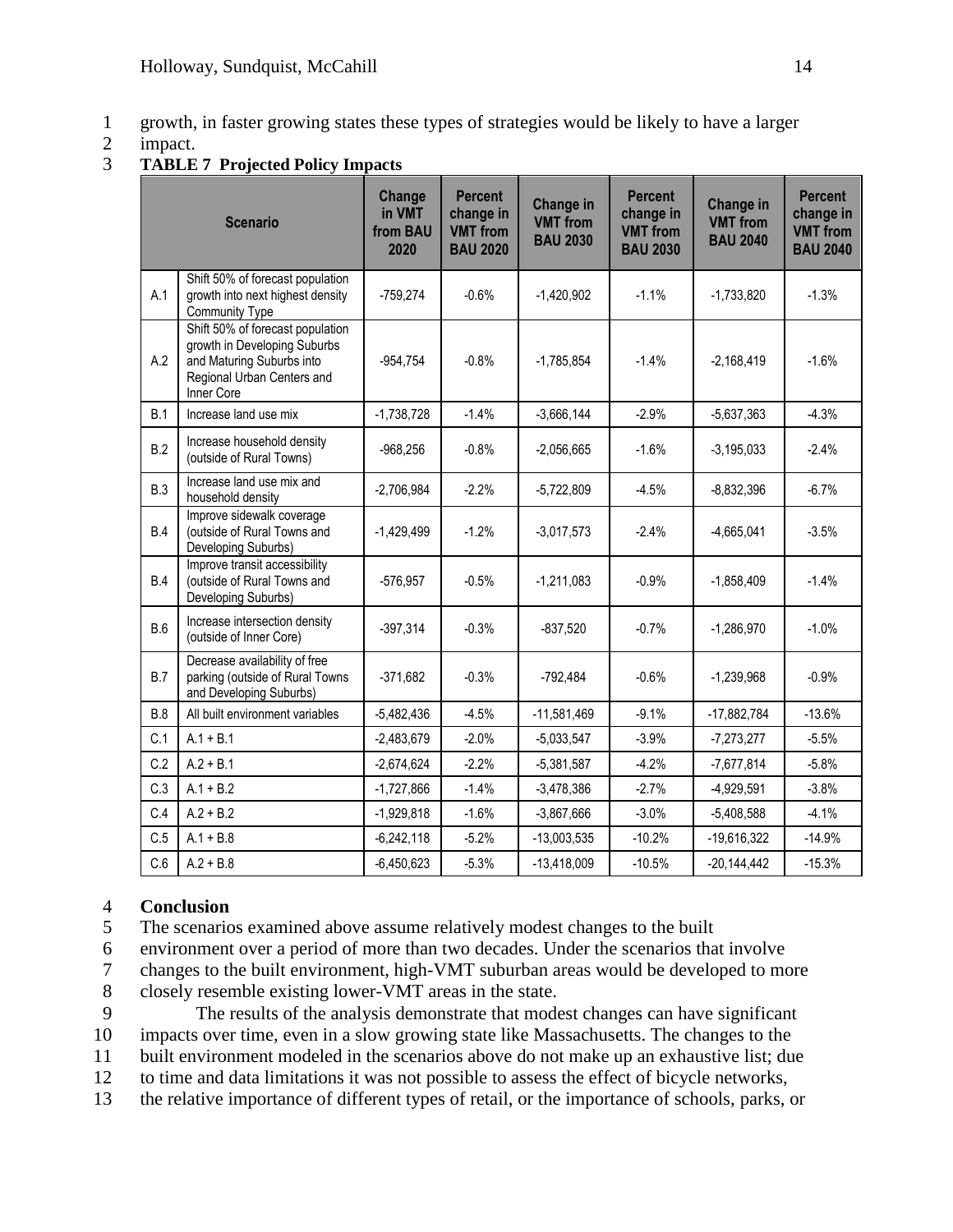growth, in faster growing states these types of strategies would be likely to have a larger impact.

**TABLE 7 Projected Policy Impacts**

| Scenario | | Change in VMT from BAU 2020 | Percent change in VMT from BAU 2020 | Change in VMT from BAU 2030 | Percent change in VMT from BAU 2030 | Change in VMT from BAU 2040 | Percent change in VMT from BAU 2040 |
|---|---|---|---|---|---|---|---|
| A.1 | Shift 50% of forecast population growth into next highest density Community Type | -759,274 | -0.6% | -1,420,902 | -1.1% | -1,733,820 | -1.3% |
| A.2 | Shift 50% of forecast population growth in Developing Suburbs and Maturing Suburbs into Regional Urban Centers and Inner Core | -954,754 | -0.8% | -1,785,854 | -1.4% | -2,168,419 | -1.6% |
| B.1 | Increase land use mix | -1,738,728 | -1.4% | -3,666,144 | -2.9% | -5,637,363 | -4.3% |
| B.2 | Increase household density (outside of Rural Towns) | -968,256 | -0.8% | -2,056,665 | -1.6% | -3,195,033 | -2.4% |
| B.3 | Increase land use mix and household density | -2,706,984 | -2.2% | -5,722,809 | -4.5% | -8,832,396 | -6.7% |
| B.4 | Improve sidewalk coverage (outside of Rural Towns and Developing Suburbs) | -1,429,499 | -1.2% | -3,017,573 | -2.4% | -4,665,041 | -3.5% |
| B.4 | Improve transit accessibility (outside of Rural Towns and Developing Suburbs) | -576,957 | -0.5% | -1,211,083 | -0.9% | -1,858,409 | -1.4% |
| B.6 | Increase intersection density (outside of Inner Core) | -397,314 | -0.3% | -837,520 | -0.7% | -1,286,970 | -1.0% |
| B.7 | Decrease availability of free parking (outside of Rural Towns and Developing Suburbs) | -371,682 | -0.3% | -792,484 | -0.6% | -1,239,968 | -0.9% |
| B.8 | All built environment variables | -5,482,436 | -4.5% | -11,581,469 | -9.1% | -17,882,784 | -13.6% |
| C.1 | A.1 + B.1 | -2,483,679 | -2.0% | -5,033,547 | -3.9% | -7,273,277 | -5.5% |
| C.2 | A.2 + B.1 | -2,674,624 | -2.2% | -5,381,587 | -4.2% | -7,677,814 | -5.8% |
| C.3 | A.1 + B.2 | -1,727,866 | -1.4% | -3,478,386 | -2.7% | -4,929,591 | -3.8% |
| C.4 | A.2 + B.2 | -1,929,818 | -1.6% | -3,867,666 | -3.0% | -5,408,588 | -4.1% |
| C.5 | A.1 + B.8 | -6,242,118 | -5.2% | -13,003,535 | -10.2% | -19,616,322 | -14.9% |
| C.6 | A.2 + B.8 | -6,450,623 | -5.3% | -13,418,009 | -10.5% | -20,144,442 | -15.3% |

## Conclusion

The scenarios examined above assume relatively modest changes to the built environment over a period of more than two decades. Under the scenarios that involve changes to the built environment, high-VMT suburban areas would be developed to more closely resemble existing lower-VMT areas in the state.

The results of the analysis demonstrate that modest changes can have significant impacts over time, even in a slow growing state like Massachusetts. The changes to the built environment modeled in the scenarios above do not make up an exhaustive list; due to time and data limitations it was not possible to assess the effect of bicycle networks, the relative importance of different types of retail, or the importance of schools, parks, or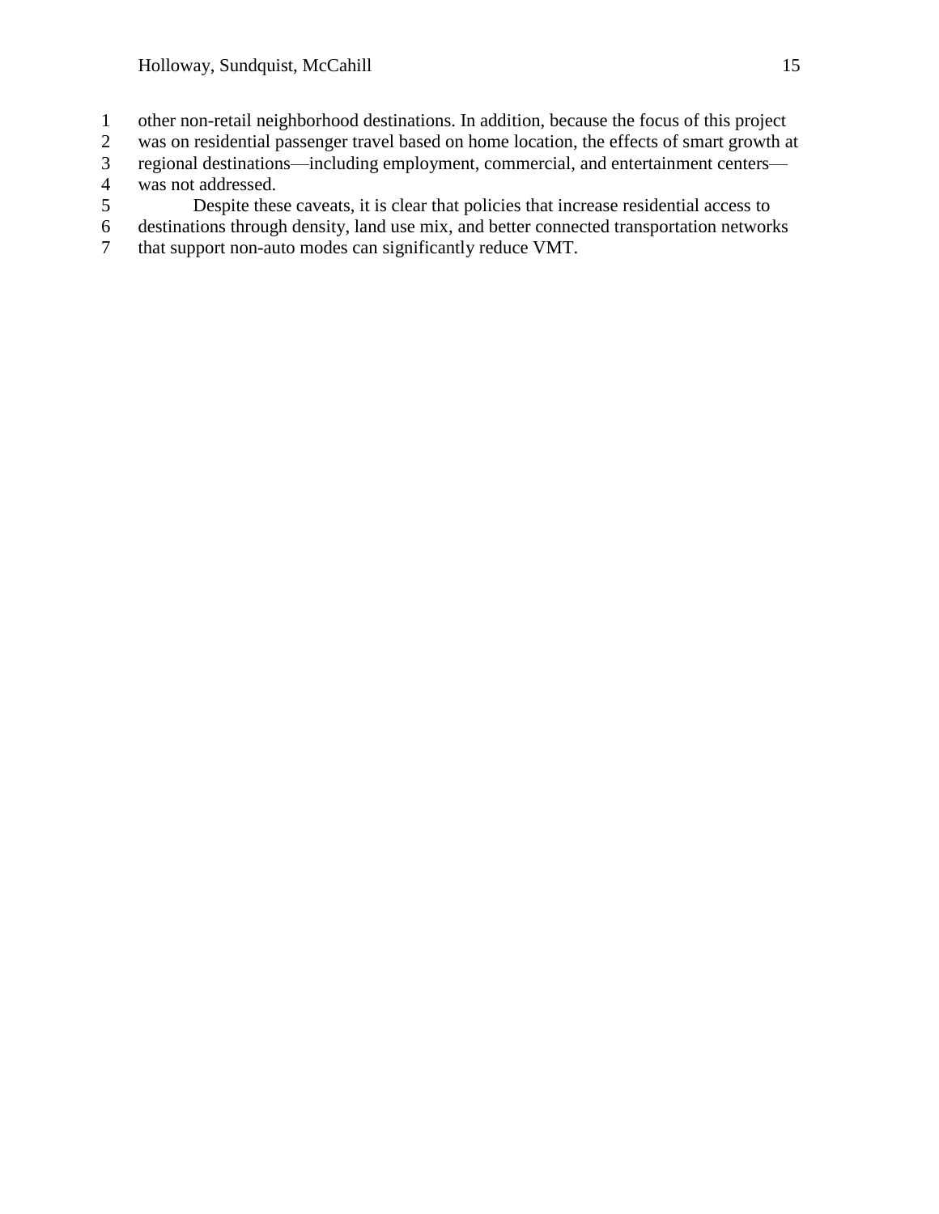other non-retail neighborhood destinations. In addition, because the focus of this project was on residential passenger travel based on home location, the effects of smart growth at regional destinations—including employment, commercial, and entertainment centers—was not addressed.

Despite these caveats, it is clear that policies that increase residential access to destinations through density, land use mix, and better connected transportation networks that support non-auto modes can significantly reduce VMT.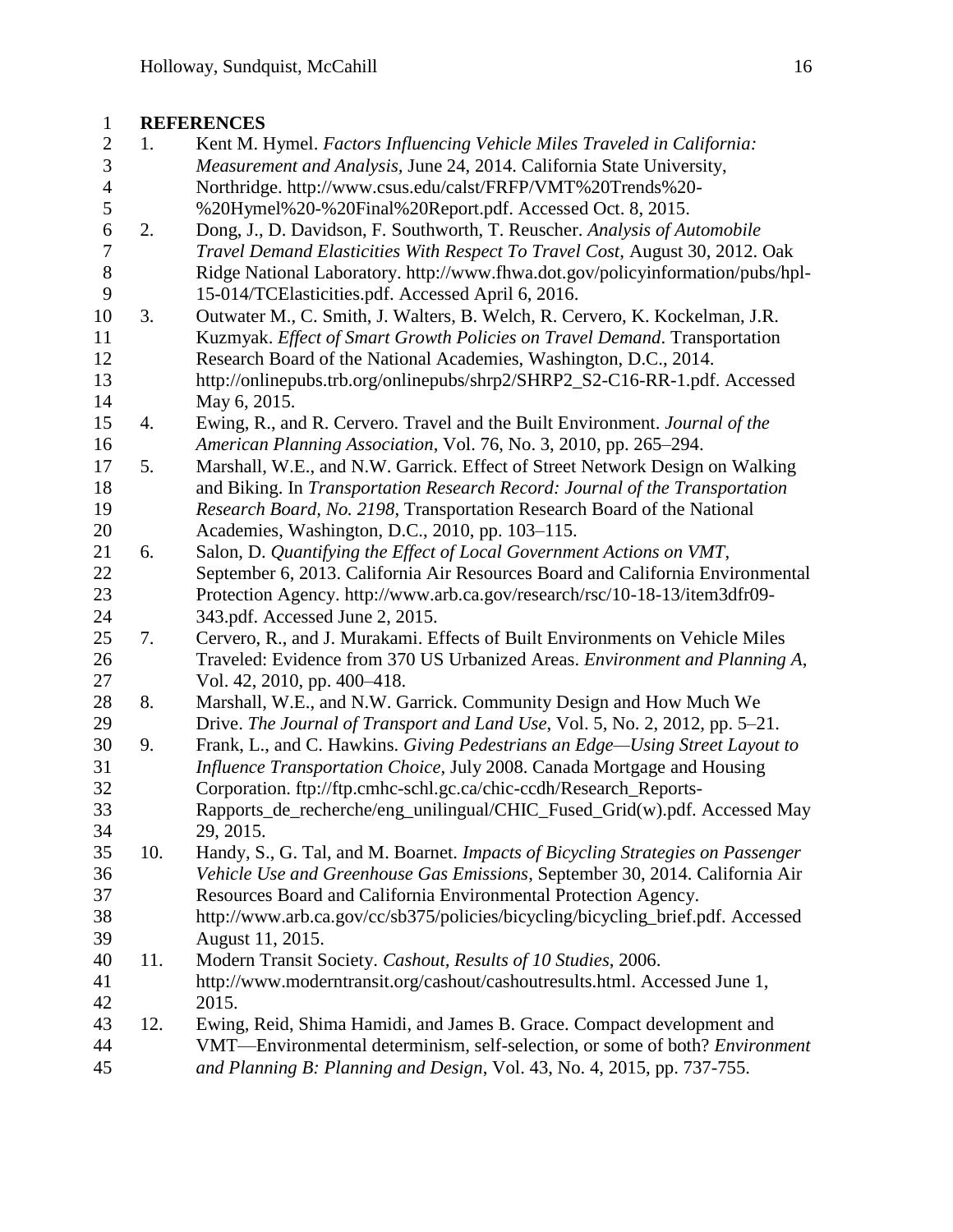## REFERENCES

1. Kent M. Hymel. *Factors Influencing Vehicle Miles Traveled in California: Measurement and Analysis,* June 24, 2014. California State University, Northridge. http://www.csus.edu/calst/FRFP/VMT%20Trends%20-%20Hymel%20-%20Final%20Report.pdf. Accessed Oct. 8, 2015.
2. Dong, J., D. Davidson, F. Southworth, T. Reuscher. *Analysis of Automobile Travel Demand Elasticities With Respect To Travel Cost,* August 30, 2012. Oak Ridge National Laboratory. http://www.fhwa.dot.gov/policyinformation/pubs/hpl-15-014/TCElasticities.pdf. Accessed April 6, 2016.
3. Outwater M., C. Smith, J. Walters, B. Welch, R. Cervero, K. Kockelman, J.R. Kuzmyak. *Effect of Smart Growth Policies on Travel Demand*. Transportation Research Board of the National Academies, Washington, D.C., 2014. http://onlinepubs.trb.org/onlinepubs/shrp2/SHRP2_S2-C16-RR-1.pdf. Accessed May 6, 2015.
4. Ewing, R., and R. Cervero. Travel and the Built Environment. *Journal of the American Planning Association*, Vol. 76, No. 3, 2010, pp. 265–294.
5. Marshall, W.E., and N.W. Garrick. Effect of Street Network Design on Walking and Biking. In *Transportation Research Record: Journal of the Transportation Research Board, No. 2198*, Transportation Research Board of the National Academies, Washington, D.C., 2010, pp. 103–115.
6. Salon, D. *Quantifying the Effect of Local Government Actions on VMT*, September 6, 2013. California Air Resources Board and California Environmental Protection Agency. http://www.arb.ca.gov/research/rsc/10-18-13/item3dfr09-343.pdf. Accessed June 2, 2015.
7. Cervero, R., and J. Murakami. Effects of Built Environments on Vehicle Miles Traveled: Evidence from 370 US Urbanized Areas. *Environment and Planning A*, Vol. 42, 2010, pp. 400–418.
8. Marshall, W.E., and N.W. Garrick. Community Design and How Much We Drive. *The Journal of Transport and Land Use*, Vol. 5, No. 2, 2012, pp. 5–21.
9. Frank, L., and C. Hawkins. *Giving Pedestrians an Edge—Using Street Layout to Influence Transportation Choice,* July 2008. Canada Mortgage and Housing Corporation. ftp://ftp.cmhc-schl.gc.ca/chic-ccdh/Research_Reports-Rapports_de_recherche/eng_unilingual/CHIC_Fused_Grid(w).pdf. Accessed May 29, 2015.
10. Handy, S., G. Tal, and M. Boarnet. *Impacts of Bicycling Strategies on Passenger Vehicle Use and Greenhouse Gas Emissions,* September 30, 2014. California Air Resources Board and California Environmental Protection Agency. http://www.arb.ca.gov/cc/sb375/policies/bicycling/bicycling_brief.pdf. Accessed August 11, 2015.
11. Modern Transit Society. *Cashout, Results of 10 Studies*, 2006. http://www.moderntransit.org/cashout/cashoutresults.html. Accessed June 1, 2015.
12. Ewing, Reid, Shima Hamidi, and James B. Grace. Compact development and VMT—Environmental determinism, self-selection, or some of both? *Environment and Planning B: Planning and Design*, Vol. 43, No. 4, 2015, pp. 737-755.